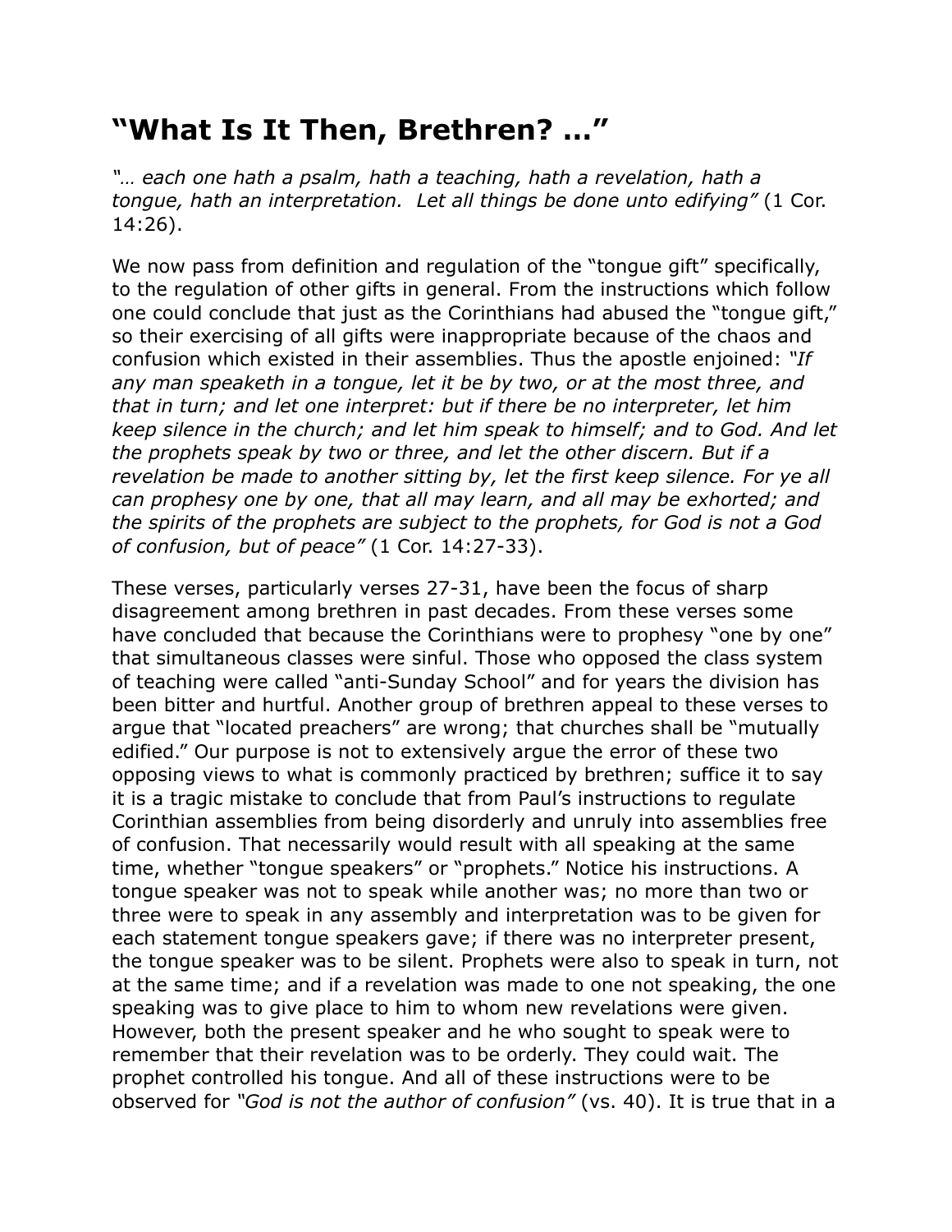# “What Is It Then, Brethren? …”

*“… each one hath a psalm, hath a teaching, hath a revelation, hath a tongue, hath an interpretation. Let all things be done unto edifying”* (1 Cor. 14:26).

We now pass from definition and regulation of the “tongue gift” specifically, to the regulation of other gifts in general. From the instructions which follow one could conclude that just as the Corinthians had abused the “tongue gift,” so their exercising of all gifts were inappropriate because of the chaos and confusion which existed in their assemblies. Thus the apostle enjoined: *“If any man speaketh in a tongue, let it be by two, or at the most three, and that in turn; and let one interpret: but if there be no interpreter, let him keep silence in the church; and let him speak to himself; and to God. And let the prophets speak by two or three, and let the other discern. But if a revelation be made to another sitting by, let the first keep silence. For ye all can prophesy one by one, that all may learn, and all may be exhorted; and the spirits of the prophets are subject to the prophets, for God is not a God of confusion, but of peace”* (1 Cor. 14:27-33).

These verses, particularly verses 27-31, have been the focus of sharp disagreement among brethren in past decades. From these verses some have concluded that because the Corinthians were to prophesy “one by one” that simultaneous classes were sinful. Those who opposed the class system of teaching were called “anti-Sunday School” and for years the division has been bitter and hurtful. Another group of brethren appeal to these verses to argue that “located preachers” are wrong; that churches shall be “mutually edified.” Our purpose is not to extensively argue the error of these two opposing views to what is commonly practiced by brethren; suffice it to say it is a tragic mistake to conclude that from Paul’s instructions to regulate Corinthian assemblies from being disorderly and unruly into assemblies free of confusion. That necessarily would result with all speaking at the same time, whether “tongue speakers” or “prophets.” Notice his instructions. A tongue speaker was not to speak while another was; no more than two or three were to speak in any assembly and interpretation was to be given for each statement tongue speakers gave; if there was no interpreter present, the tongue speaker was to be silent. Prophets were also to speak in turn, not at the same time; and if a revelation was made to one not speaking, the one speaking was to give place to him to whom new revelations were given. However, both the present speaker and he who sought to speak were to remember that their revelation was to be orderly. They could wait. The prophet controlled his tongue. And all of these instructions were to be observed for *“God is not the author of confusion”* (vs. 40). It is true that in a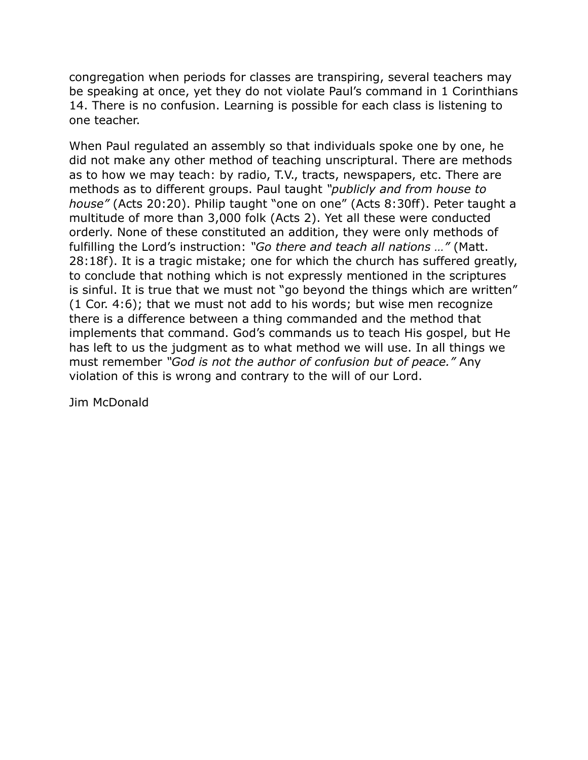congregation when periods for classes are transpiring, several teachers may be speaking at once, yet they do not violate Paul's command in 1 Corinthians 14. There is no confusion. Learning is possible for each class is listening to one teacher.

When Paul regulated an assembly so that individuals spoke one by one, he did not make any other method of teaching unscriptural. There are methods as to how we may teach: by radio, T.V., tracts, newspapers, etc. There are methods as to different groups. Paul taught *"publicly and from house to house"* (Acts 20:20). Philip taught "one on one" (Acts 8:30ff). Peter taught a multitude of more than 3,000 folk (Acts 2). Yet all these were conducted orderly. None of these constituted an addition, they were only methods of fulfilling the Lord's instruction: *"Go there and teach all nations …"* (Matt. 28:18f). It is a tragic mistake; one for which the church has suffered greatly, to conclude that nothing which is not expressly mentioned in the scriptures is sinful. It is true that we must not "go beyond the things which are written" (1 Cor. 4:6); that we must not add to his words; but wise men recognize there is a difference between a thing commanded and the method that implements that command. God's commands us to teach His gospel, but He has left to us the judgment as to what method we will use. In all things we must remember *"God is not the author of confusion but of peace."* Any violation of this is wrong and contrary to the will of our Lord.

Jim McDonald